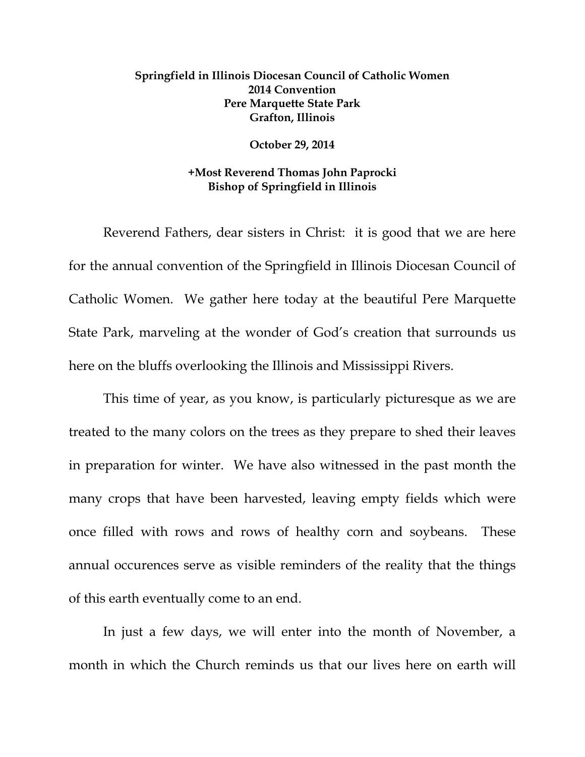**Springfield in Illinois Diocesan Council of Catholic Women**
**2014 Convention**
**Pere Marquette State Park**
**Grafton, Illinois**

**October 29, 2014**

**+Most Reverend Thomas John Paprocki**
**Bishop of Springfield in Illinois**

Reverend Fathers, dear sisters in Christ: it is good that we are here for the annual convention of the Springfield in Illinois Diocesan Council of Catholic Women. We gather here today at the beautiful Pere Marquette State Park, marveling at the wonder of God's creation that surrounds us here on the bluffs overlooking the Illinois and Mississippi Rivers.

This time of year, as you know, is particularly picturesque as we are treated to the many colors on the trees as they prepare to shed their leaves in preparation for winter. We have also witnessed in the past month the many crops that have been harvested, leaving empty fields which were once filled with rows and rows of healthy corn and soybeans. These annual occurences serve as visible reminders of the reality that the things of this earth eventually come to an end.

In just a few days, we will enter into the month of November, a month in which the Church reminds us that our lives here on earth will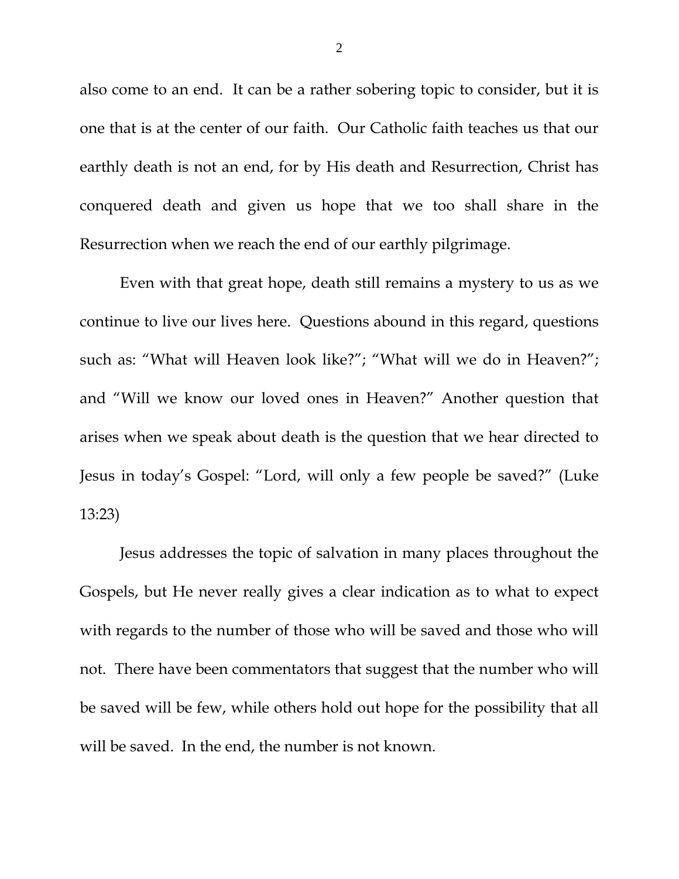also come to an end. It can be a rather sobering topic to consider, but it is one that is at the center of our faith. Our Catholic faith teaches us that our earthly death is not an end, for by His death and Resurrection, Christ has conquered death and given us hope that we too shall share in the Resurrection when we reach the end of our earthly pilgrimage.

Even with that great hope, death still remains a mystery to us as we continue to live our lives here. Questions abound in this regard, questions such as: "What will Heaven look like?"; "What will we do in Heaven?"; and "Will we know our loved ones in Heaven?" Another question that arises when we speak about death is the question that we hear directed to Jesus in today's Gospel: "Lord, will only a few people be saved?" (Luke 13:23)

Jesus addresses the topic of salvation in many places throughout the Gospels, but He never really gives a clear indication as to what to expect with regards to the number of those who will be saved and those who will not. There have been commentators that suggest that the number who will be saved will be few, while others hold out hope for the possibility that all will be saved. In the end, the number is not known.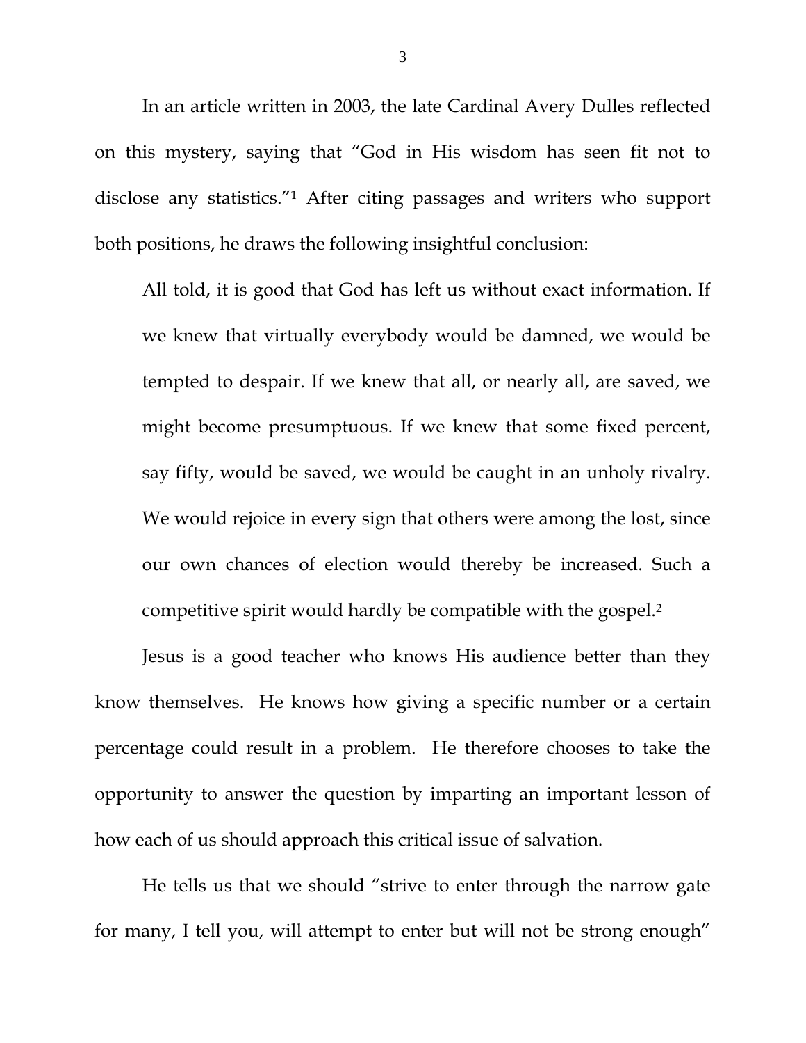In an article written in 2003, the late Cardinal Avery Dulles reflected on this mystery, saying that "God in His wisdom has seen fit not to disclose any statistics."[1] After citing passages and writers who support both positions, he draws the following insightful conclusion:

> All told, it is good that God has left us without exact information. If we knew that virtually everybody would be damned, we would be tempted to despair. If we knew that all, or nearly all, are saved, we might become presumptuous. If we knew that some fixed percent, say fifty, would be saved, we would be caught in an unholy rivalry. We would rejoice in every sign that others were among the lost, since our own chances of election would thereby be increased. Such a competitive spirit would hardly be compatible with the gospel.[2]

Jesus is a good teacher who knows His audience better than they know themselves. He knows how giving a specific number or a certain percentage could result in a problem. He therefore chooses to take the opportunity to answer the question by imparting an important lesson of how each of us should approach this critical issue of salvation.

He tells us that we should "strive to enter through the narrow gate for many, I tell you, will attempt to enter but will not be strong enough"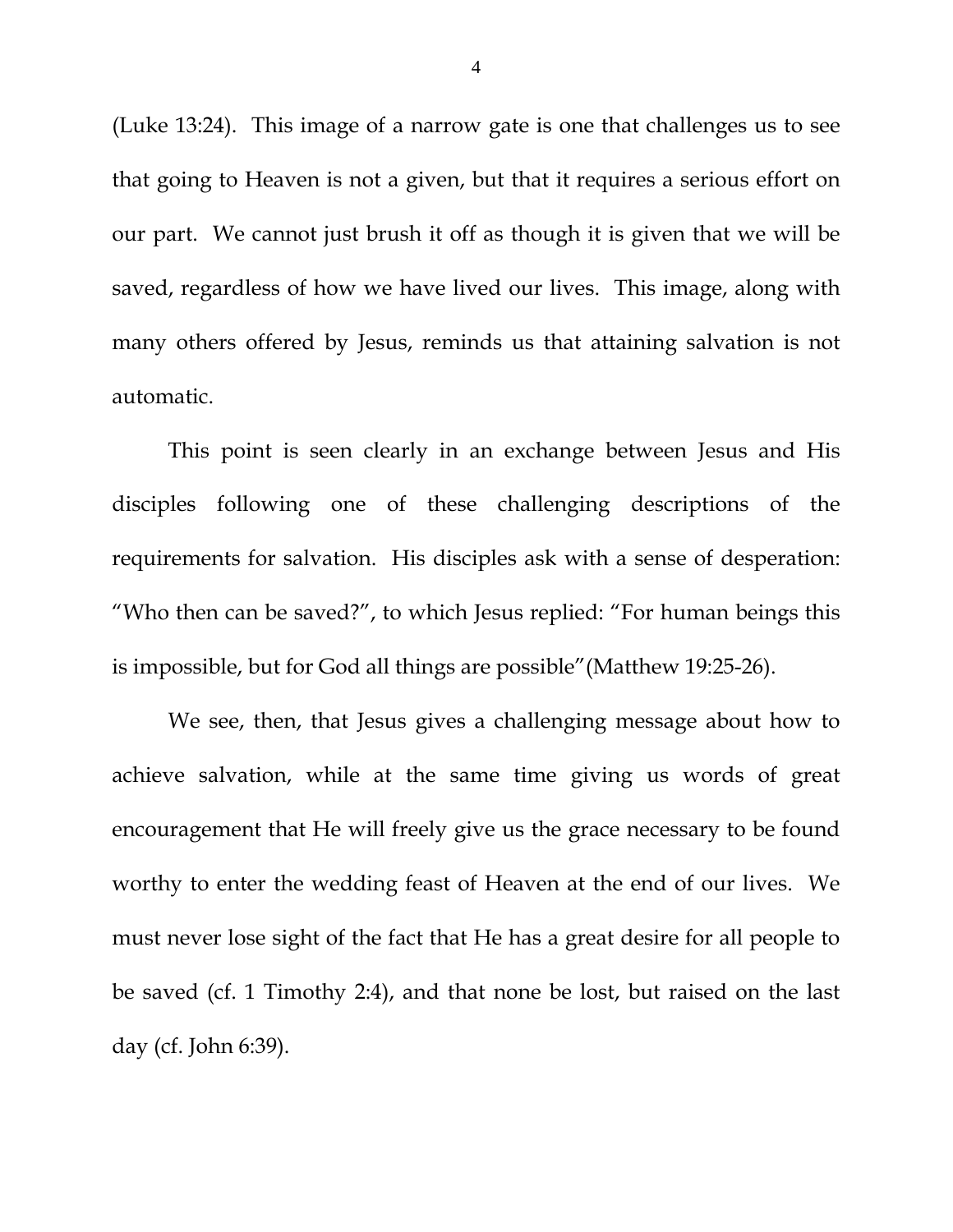(Luke 13:24). This image of a narrow gate is one that challenges us to see that going to Heaven is not a given, but that it requires a serious effort on our part. We cannot just brush it off as though it is given that we will be saved, regardless of how we have lived our lives. This image, along with many others offered by Jesus, reminds us that attaining salvation is not automatic.

This point is seen clearly in an exchange between Jesus and His disciples following one of these challenging descriptions of the requirements for salvation. His disciples ask with a sense of desperation: "Who then can be saved?", to which Jesus replied: "For human beings this is impossible, but for God all things are possible"(Matthew 19:25-26).

We see, then, that Jesus gives a challenging message about how to achieve salvation, while at the same time giving us words of great encouragement that He will freely give us the grace necessary to be found worthy to enter the wedding feast of Heaven at the end of our lives. We must never lose sight of the fact that He has a great desire for all people to be saved (cf. 1 Timothy 2:4), and that none be lost, but raised on the last day (cf. John 6:39).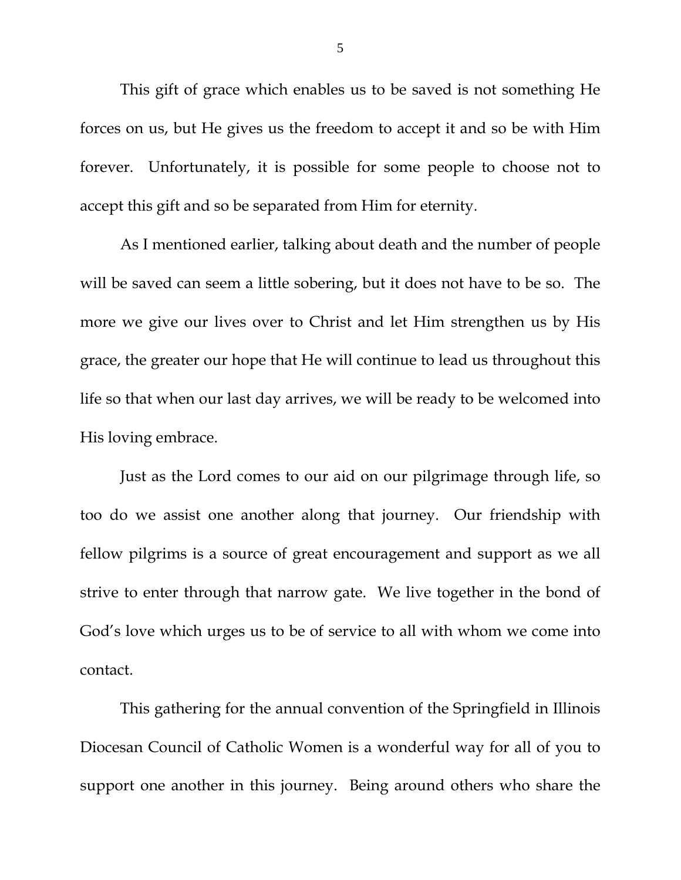This gift of grace which enables us to be saved is not something He forces on us, but He gives us the freedom to accept it and so be with Him forever. Unfortunately, it is possible for some people to choose not to accept this gift and so be separated from Him for eternity.

As I mentioned earlier, talking about death and the number of people will be saved can seem a little sobering, but it does not have to be so. The more we give our lives over to Christ and let Him strengthen us by His grace, the greater our hope that He will continue to lead us throughout this life so that when our last day arrives, we will be ready to be welcomed into His loving embrace.

Just as the Lord comes to our aid on our pilgrimage through life, so too do we assist one another along that journey. Our friendship with fellow pilgrims is a source of great encouragement and support as we all strive to enter through that narrow gate. We live together in the bond of God's love which urges us to be of service to all with whom we come into contact.

This gathering for the annual convention of the Springfield in Illinois Diocesan Council of Catholic Women is a wonderful way for all of you to support one another in this journey. Being around others who share the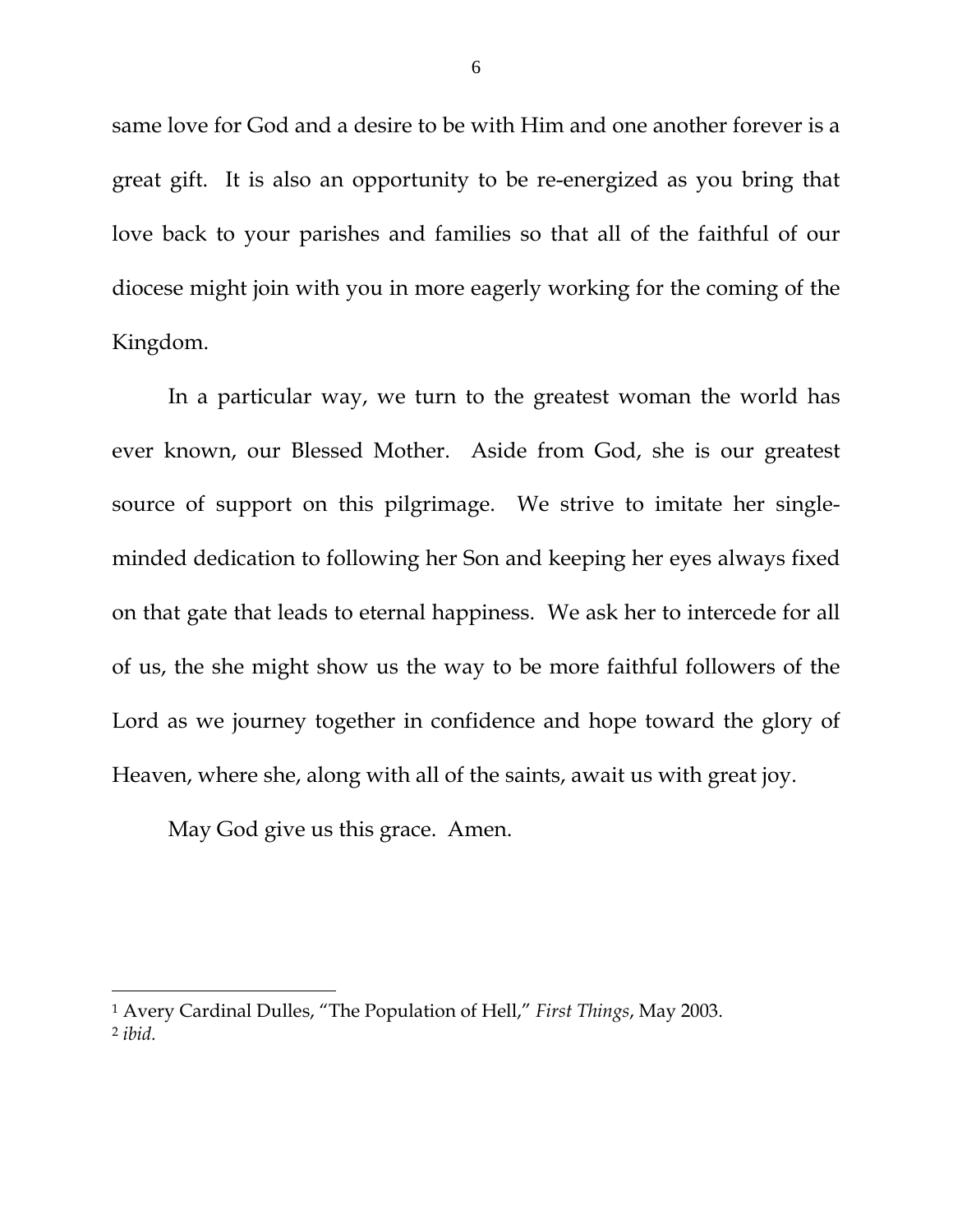same love for God and a desire to be with Him and one another forever is a great gift. It is also an opportunity to be re-energized as you bring that love back to your parishes and families so that all of the faithful of our diocese might join with you in more eagerly working for the coming of the Kingdom.

In a particular way, we turn to the greatest woman the world has ever known, our Blessed Mother. Aside from God, she is our greatest source of support on this pilgrimage. We strive to imitate her single-minded dedication to following her Son and keeping her eyes always fixed on that gate that leads to eternal happiness. We ask her to intercede for all of us, the she might show us the way to be more faithful followers of the Lord as we journey together in confidence and hope toward the glory of Heaven, where she, along with all of the saints, await us with great joy.

May God give us this grace. Amen.

---

[1] Avery Cardinal Dulles, "The Population of Hell," *First Things*, May 2003.
[2] *ibid.*